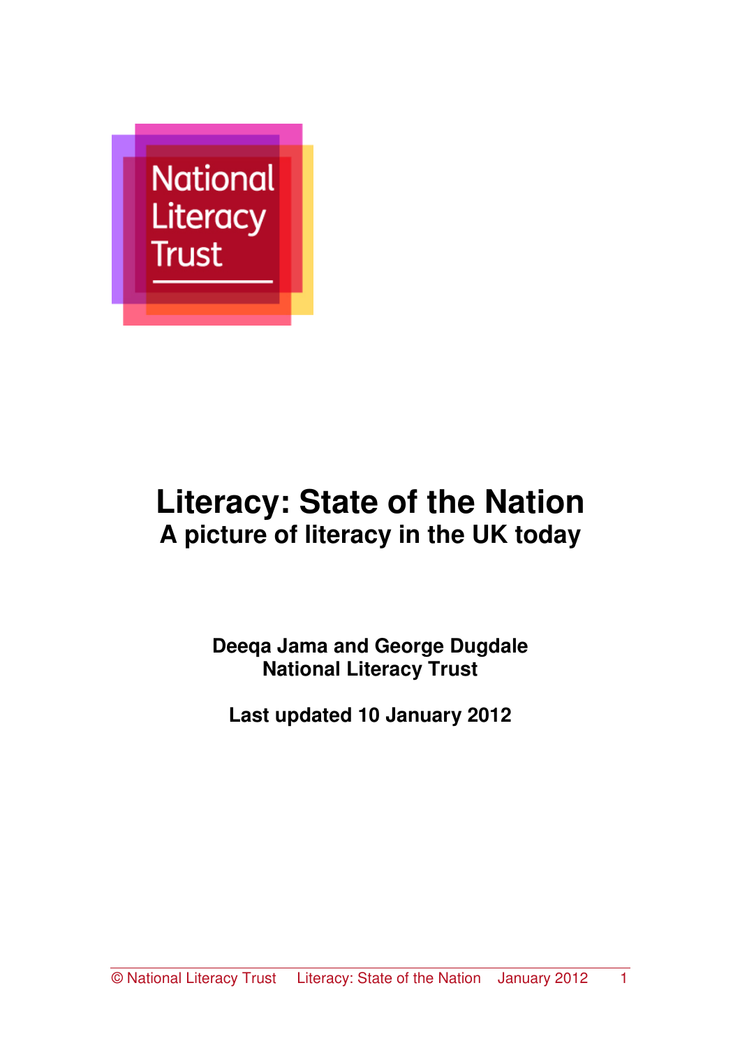National Literacy Trust

# Literacy: State of the Nation

## A picture of literacy in the UK today

**Deeqa Jama and George Dugdale**
**National Literacy Trust**

**Last updated 10 January 2012**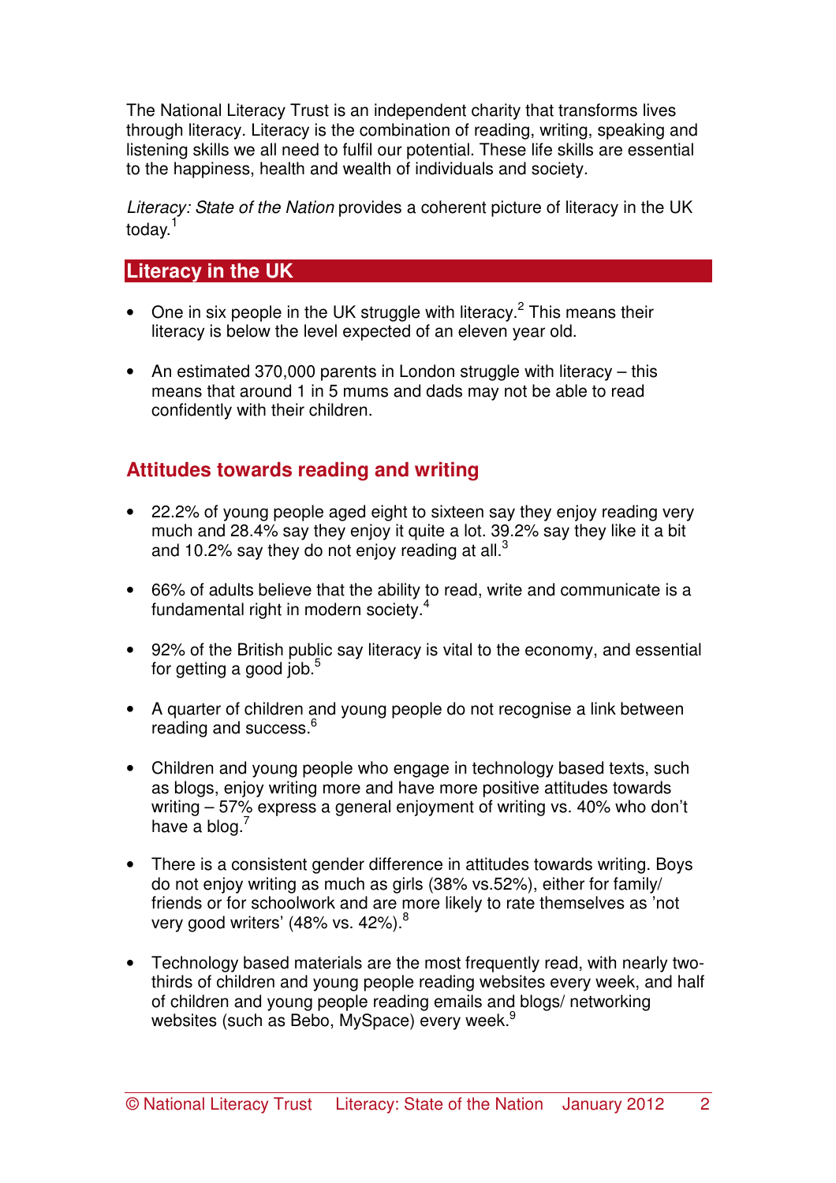The National Literacy Trust is an independent charity that transforms lives through literacy. Literacy is the combination of reading, writing, speaking and listening skills we all need to fulfil our potential. These life skills are essential to the happiness, health and wealth of individuals and society.

*Literacy: State of the Nation* provides a coherent picture of literacy in the UK today.[1]

## Literacy in the UK

- One in six people in the UK struggle with literacy.[2] This means their literacy is below the level expected of an eleven year old.
- An estimated 370,000 parents in London struggle with literacy – this means that around 1 in 5 mums and dads may not be able to read confidently with their children.

### Attitudes towards reading and writing

- 22.2% of young people aged eight to sixteen say they enjoy reading very much and 28.4% say they enjoy it quite a lot. 39.2% say they like it a bit and 10.2% say they do not enjoy reading at all.[3]
- 66% of adults believe that the ability to read, write and communicate is a fundamental right in modern society.[4]
- 92% of the British public say literacy is vital to the economy, and essential for getting a good job.[5]
- A quarter of children and young people do not recognise a link between reading and success.[6]
- Children and young people who engage in technology based texts, such as blogs, enjoy writing more and have more positive attitudes towards writing – 57% express a general enjoyment of writing vs. 40% who don't have a blog.[7]
- There is a consistent gender difference in attitudes towards writing. Boys do not enjoy writing as much as girls (38% vs.52%), either for family/ friends or for schoolwork and are more likely to rate themselves as 'not very good writers' (48% vs. 42%).[8]
- Technology based materials are the most frequently read, with nearly two-thirds of children and young people reading websites every week, and half of children and young people reading emails and blogs/ networking websites (such as Bebo, MySpace) every week.[9]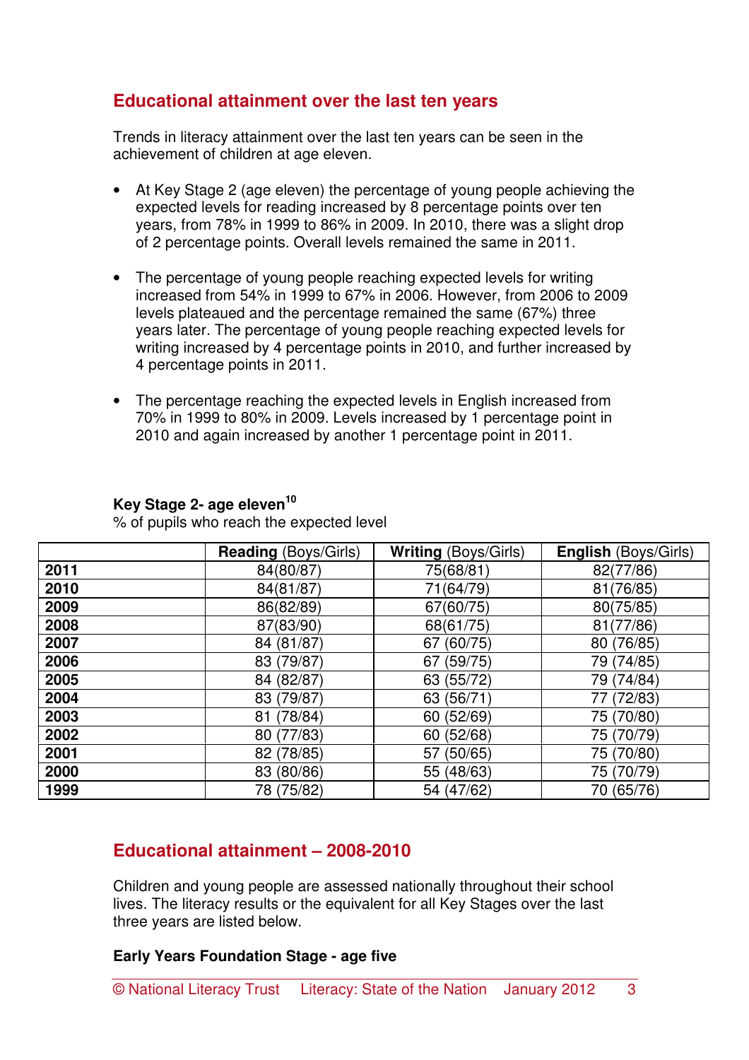## Educational attainment over the last ten years

Trends in literacy attainment over the last ten years can be seen in the achievement of children at age eleven.

- At Key Stage 2 (age eleven) the percentage of young people achieving the expected levels for reading increased by 8 percentage points over ten years, from 78% in 1999 to 86% in 2009. In 2010, there was a slight drop of 2 percentage points. Overall levels remained the same in 2011.
- The percentage of young people reaching expected levels for writing increased from 54% in 1999 to 67% in 2006. However, from 2006 to 2009 levels plateaued and the percentage remained the same (67%) three years later. The percentage of young people reaching expected levels for writing increased by 4 percentage points in 2010, and further increased by 4 percentage points in 2011.
- The percentage reaching the expected levels in English increased from 70% in 1999 to 80% in 2009. Levels increased by 1 percentage point in 2010 and again increased by another 1 percentage point in 2011.

**Key Stage 2- age eleven**[10]

% of pupils who reach the expected level

| | **Reading** (Boys/Girls) | **Writing** (Boys/Girls) | **English** (Boys/Girls) |
|---|---|---|---|
| **2011** | 84(80/87) | 75(68/81) | 82(77/86) |
| **2010** | 84(81/87) | 71(64/79) | 81(76/85) |
| **2009** | 86(82/89) | 67(60/75) | 80(75/85) |
| **2008** | 87(83/90) | 68(61/75) | 81(77/86) |
| **2007** | 84 (81/87) | 67 (60/75) | 80 (76/85) |
| **2006** | 83 (79/87) | 67 (59/75) | 79 (74/85) |
| **2005** | 84 (82/87) | 63 (55/72) | 79 (74/84) |
| **2004** | 83 (79/87) | 63 (56/71) | 77 (72/83) |
| **2003** | 81 (78/84) | 60 (52/69) | 75 (70/80) |
| **2002** | 80 (77/83) | 60 (52/68) | 75 (70/79) |
| **2001** | 82 (78/85) | 57 (50/65) | 75 (70/80) |
| **2000** | 83 (80/86) | 55 (48/63) | 75 (70/79) |
| **1999** | 78 (75/82) | 54 (47/62) | 70 (65/76) |

## Educational attainment – 2008-2010

Children and young people are assessed nationally throughout their school lives. The literacy results or the equivalent for all Key Stages over the last three years are listed below.

**Early Years Foundation Stage - age five**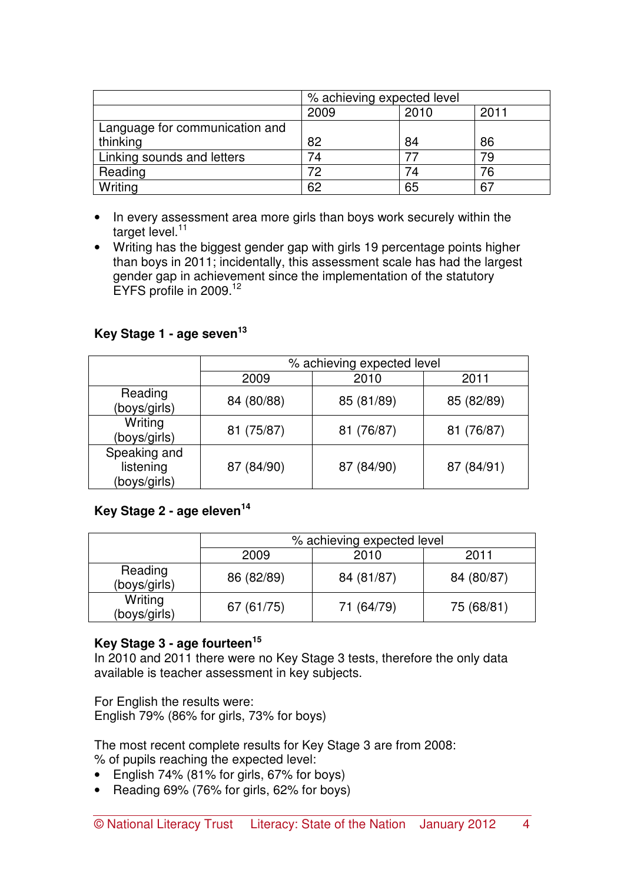| | % achieving expected level | | |
|---|---|---|---|
| | 2009 | 2010 | 2011 |
| Language for communication and thinking | 82 | 84 | 86 |
| Linking sounds and letters | 74 | 77 | 79 |
| Reading | 72 | 74 | 76 |
| Writing | 62 | 65 | 67 |

- In every assessment area more girls than boys work securely within the target level.[11]
- Writing has the biggest gender gap with girls 19 percentage points higher than boys in 2011; incidentally, this assessment scale has had the largest gender gap in achievement since the implementation of the statutory EYFS profile in 2009.[12]

### Key Stage 1 - age seven[13]

| | % achieving expected level | | |
|---|---|---|---|
| | 2009 | 2010 | 2011 |
| Reading (boys/girls) | 84 (80/88) | 85 (81/89) | 85 (82/89) |
| Writing (boys/girls) | 81 (75/87) | 81 (76/87) | 81 (76/87) |
| Speaking and listening (boys/girls) | 87 (84/90) | 87 (84/90) | 87 (84/91) |

### Key Stage 2 - age eleven[14]

| | % achieving expected level | | |
|---|---|---|---|
| | 2009 | 2010 | 2011 |
| Reading (boys/girls) | 86 (82/89) | 84 (81/87) | 84 (80/87) |
| Writing (boys/girls) | 67 (61/75) | 71 (64/79) | 75 (68/81) |

### Key Stage 3 - age fourteen[15]

In 2010 and 2011 there were no Key Stage 3 tests, therefore the only data available is teacher assessment in key subjects.

For English the results were:
English 79% (86% for girls, 73% for boys)

The most recent complete results for Key Stage 3 are from 2008:
% of pupils reaching the expected level:

- English 74% (81% for girls, 67% for boys)
- Reading 69% (76% for girls, 62% for boys)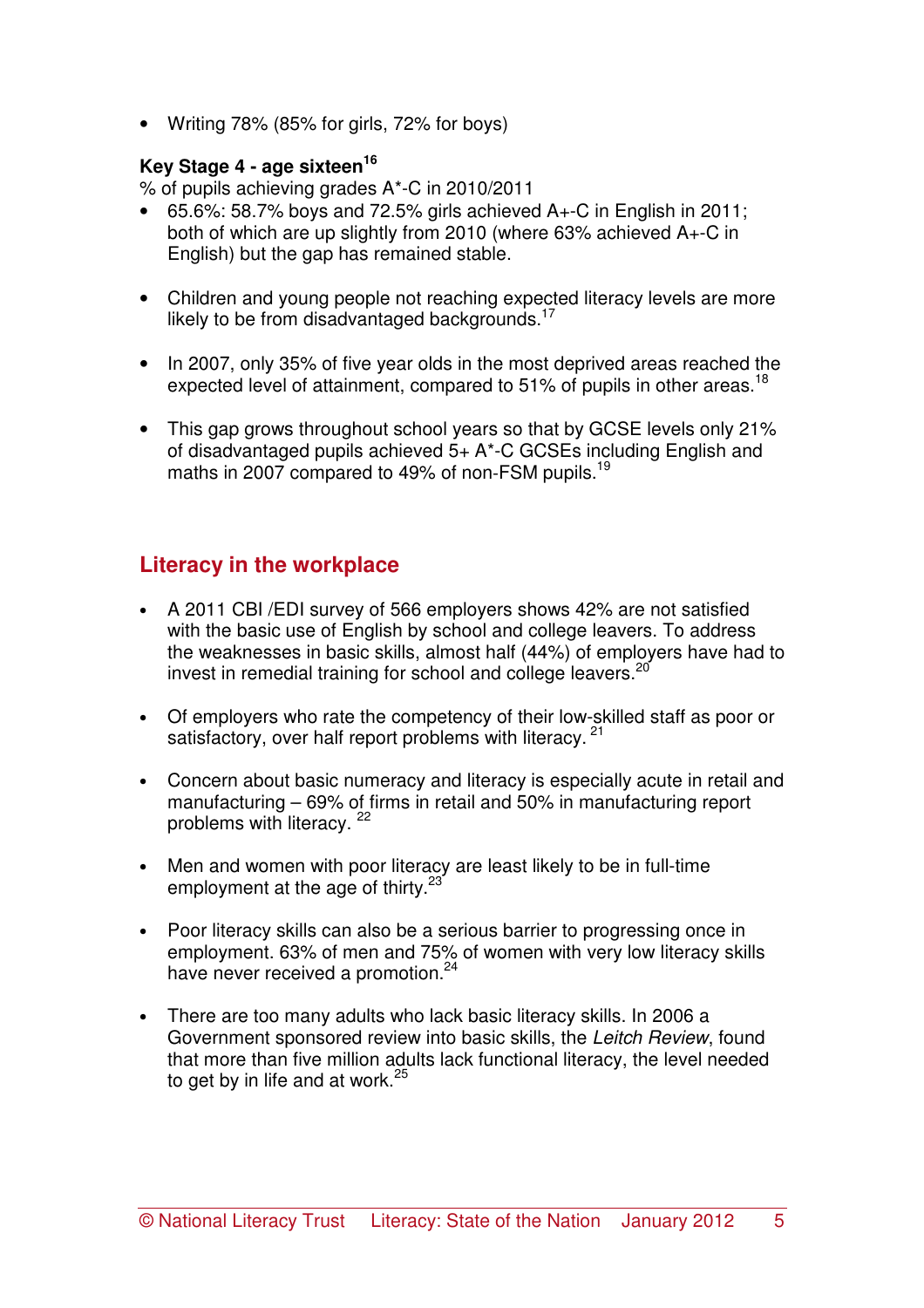- Writing 78% (85% for girls, 72% for boys)

**Key Stage 4 - age sixteen[16]**

% of pupils achieving grades A*-C in 2010/2011

- 65.6%: 58.7% boys and 72.5% girls achieved A+-C in English in 2011; both of which are up slightly from 2010 (where 63% achieved A+-C in English) but the gap has remained stable.

- Children and young people not reaching expected literacy levels are more likely to be from disadvantaged backgrounds.[17]

- In 2007, only 35% of five year olds in the most deprived areas reached the expected level of attainment, compared to 51% of pupils in other areas.[18]

- This gap grows throughout school years so that by GCSE levels only 21% of disadvantaged pupils achieved 5+ A*-C GCSEs including English and maths in 2007 compared to 49% of non-FSM pupils.[19]

## Literacy in the workplace

- A 2011 CBI /EDI survey of 566 employers shows 42% are not satisfied with the basic use of English by school and college leavers. To address the weaknesses in basic skills, almost half (44%) of employers have had to invest in remedial training for school and college leavers.[20]

- Of employers who rate the competency of their low-skilled staff as poor or satisfactory, over half report problems with literacy.[21]

- Concern about basic numeracy and literacy is especially acute in retail and manufacturing – 69% of firms in retail and 50% in manufacturing report problems with literacy.[22]

- Men and women with poor literacy are least likely to be in full-time employment at the age of thirty.[23]

- Poor literacy skills can also be a serious barrier to progressing once in employment. 63% of men and 75% of women with very low literacy skills have never received a promotion.[24]

- There are too many adults who lack basic literacy skills. In 2006 a Government sponsored review into basic skills, the *Leitch Review*, found that more than five million adults lack functional literacy, the level needed to get by in life and at work.[25]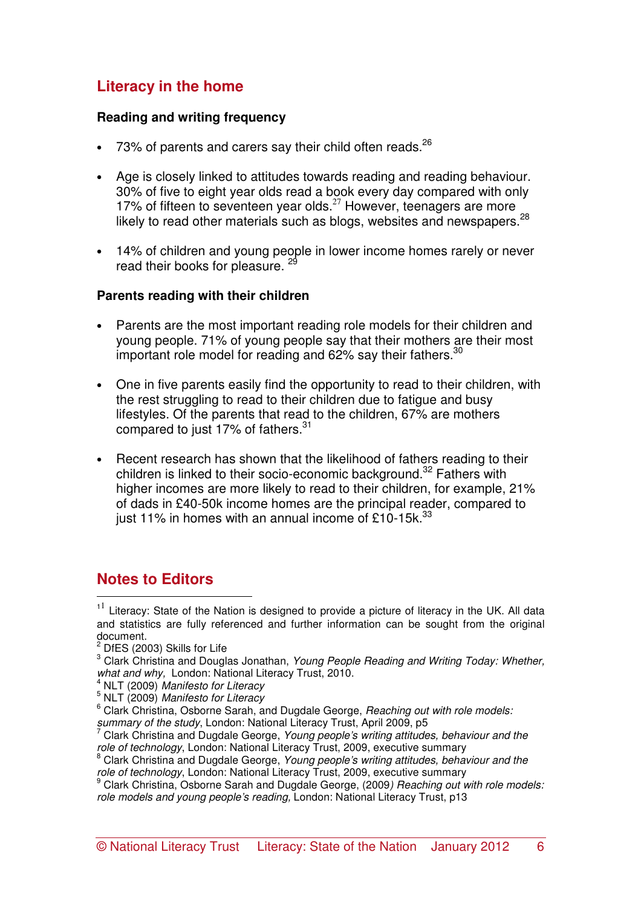## Literacy in the home

**Reading and writing frequency**

- 73% of parents and carers say their child often reads.[26]
- Age is closely linked to attitudes towards reading and reading behaviour. 30% of five to eight year olds read a book every day compared with only 17% of fifteen to seventeen year olds.[27] However, teenagers are more likely to read other materials such as blogs, websites and newspapers.[28]
- 14% of children and young people in lower income homes rarely or never read their books for pleasure. [29]

**Parents reading with their children**

- Parents are the most important reading role models for their children and young people. 71% of young people say that their mothers are their most important role model for reading and 62% say their fathers.[30]
- One in five parents easily find the opportunity to read to their children, with the rest struggling to read to their children due to fatigue and busy lifestyles. Of the parents that read to the children, 67% are mothers compared to just 17% of fathers.[31]
- Recent research has shown that the likelihood of fathers reading to their children is linked to their socio-economic background.[32] Fathers with higher incomes are more likely to read to their children, for example, 21% of dads in £40-50k income homes are the principal reader, compared to just 11% in homes with an annual income of £10-15k.[33]

## Notes to Editors

[11] Literacy: State of the Nation is designed to provide a picture of literacy in the UK. All data and statistics are fully referenced and further information can be sought from the original document.

[2] DfES (2003) Skills for Life

[3] Clark Christina and Douglas Jonathan, *Young People Reading and Writing Today: Whether, what and why,* London: National Literacy Trust, 2010.

[4] NLT (2009) *Manifesto for Literacy*

[5] NLT (2009) *Manifesto for Literacy*

[6] Clark Christina, Osborne Sarah, and Dugdale George, *Reaching out with role models: summary of the study*, London: National Literacy Trust, April 2009, p5

[7] Clark Christina and Dugdale George, *Young people's writing attitudes, behaviour and the role of technology*, London: National Literacy Trust, 2009, executive summary

[8] Clark Christina and Dugdale George, *Young people's writing attitudes, behaviour and the role of technology*, London: National Literacy Trust, 2009, executive summary

[9] Clark Christina, Osborne Sarah and Dugdale George, (2009*) Reaching out with role models: role models and young people's reading,* London: National Literacy Trust, p13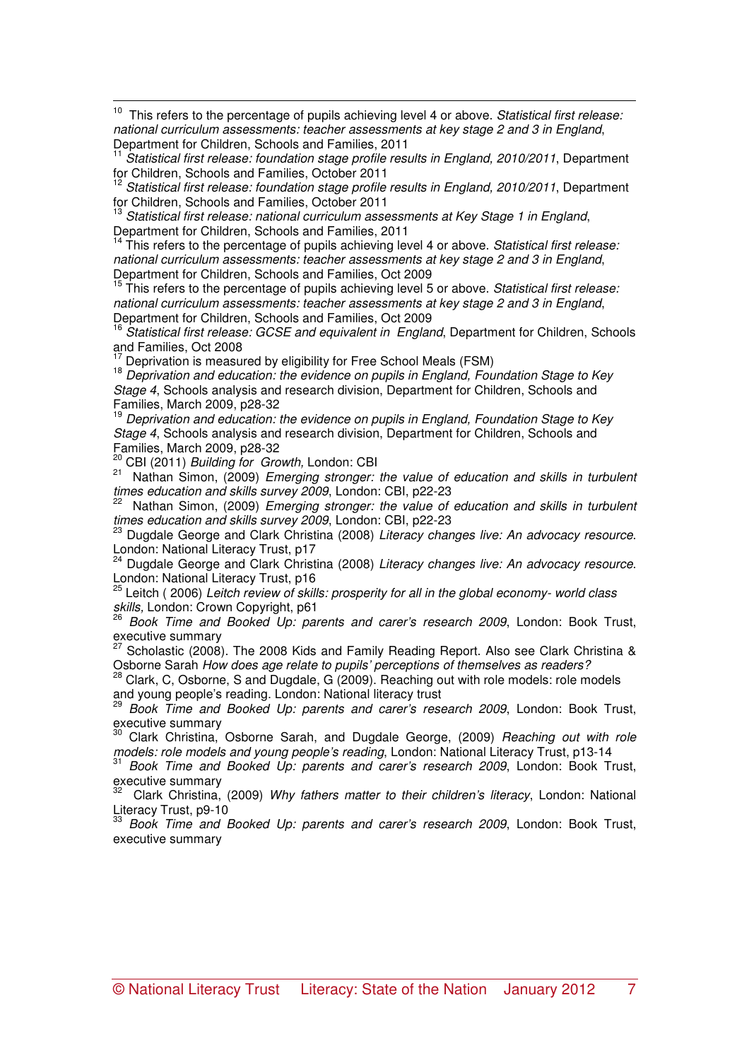[10] This refers to the percentage of pupils achieving level 4 or above. *Statistical first release: national curriculum assessments: teacher assessments at key stage 2 and 3 in England*, Department for Children, Schools and Families, 2011

[11] *Statistical first release: foundation stage profile results in England, 2010/2011*, Department for Children, Schools and Families, October 2011

[12] *Statistical first release: foundation stage profile results in England, 2010/2011*, Department for Children, Schools and Families, October 2011

[13] *Statistical first release: national curriculum assessments at Key Stage 1 in England*, Department for Children, Schools and Families, 2011

[14] This refers to the percentage of pupils achieving level 4 or above. *Statistical first release: national curriculum assessments: teacher assessments at key stage 2 and 3 in England*, Department for Children, Schools and Families, Oct 2009

[15] This refers to the percentage of pupils achieving level 5 or above. *Statistical first release: national curriculum assessments: teacher assessments at key stage 2 and 3 in England*, Department for Children, Schools and Families, Oct 2009

[16] *Statistical first release: GCSE and equivalent in England*, Department for Children, Schools and Families, Oct 2008

[17] Deprivation is measured by eligibility for Free School Meals (FSM)

[18] *Deprivation and education: the evidence on pupils in England, Foundation Stage to Key Stage 4*, Schools analysis and research division, Department for Children, Schools and Families, March 2009, p28-32

[19] *Deprivation and education: the evidence on pupils in England, Foundation Stage to Key Stage 4*, Schools analysis and research division, Department for Children, Schools and Families, March 2009, p28-32

[20] CBI (2011) *Building for Growth,* London: CBI

[21] Nathan Simon, (2009) *Emerging stronger: the value of education and skills in turbulent times education and skills survey 2009*, London: CBI, p22-23

[22] Nathan Simon, (2009) *Emerging stronger: the value of education and skills in turbulent times education and skills survey 2009*, London: CBI, p22-23

[23] Dugdale George and Clark Christina (2008) *Literacy changes live: An advocacy resource*. London: National Literacy Trust, p17

[24] Dugdale George and Clark Christina (2008) *Literacy changes live: An advocacy resource*. London: National Literacy Trust, p16

[25] Leitch ( 2006) *Leitch review of skills: prosperity for all in the global economy- world class skills,* London: Crown Copyright, p61

[26] *Book Time and Booked Up: parents and carer's research 2009*, London: Book Trust, executive summary

[27] Scholastic (2008). The 2008 Kids and Family Reading Report. Also see Clark Christina & Osborne Sarah *How does age relate to pupils' perceptions of themselves as readers?*

[28] Clark, C, Osborne, S and Dugdale, G (2009). Reaching out with role models: role models and young people's reading. London: National literacy trust

[29] *Book Time and Booked Up: parents and carer's research 2009*, London: Book Trust, executive summary

[30] Clark Christina, Osborne Sarah, and Dugdale George, (2009) *Reaching out with role models: role models and young people's reading*, London: National Literacy Trust, p13-14

[31] *Book Time and Booked Up: parents and carer's research 2009*, London: Book Trust, executive summary

[32] Clark Christina, (2009) *Why fathers matter to their children's literacy*, London: National Literacy Trust, p9-10

[33] *Book Time and Booked Up: parents and carer's research 2009*, London: Book Trust, executive summary